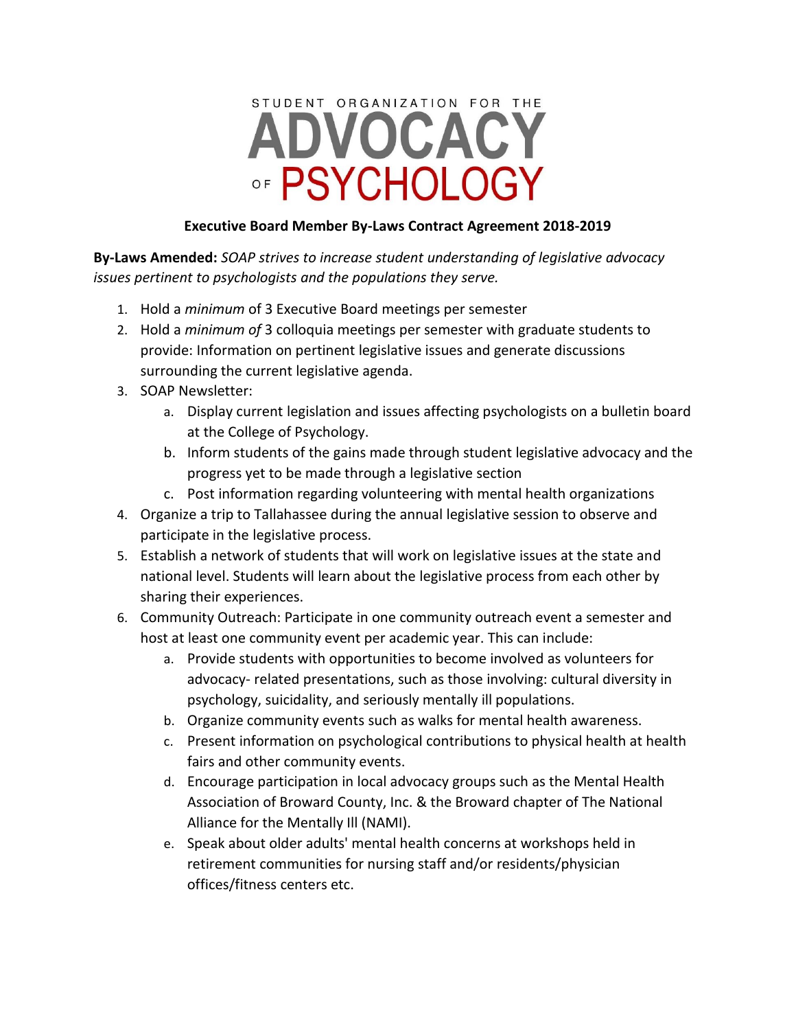STUDENT ORGANIZATION FOR THE

# ADVOCACY OF PSYCHOLOGY

**Executive Board Member By-Laws Contract Agreement 2018-2019**

**By-Laws Amended:** *SOAP strives to increase student understanding of legislative advocacy issues pertinent to psychologists and the populations they serve.*

1. Hold a *minimum* of 3 Executive Board meetings per semester
2. Hold a *minimum of* 3 colloquia meetings per semester with graduate students to provide: Information on pertinent legislative issues and generate discussions surrounding the current legislative agenda.
3. SOAP Newsletter:
   a. Display current legislation and issues affecting psychologists on a bulletin board at the College of Psychology.
   b. Inform students of the gains made through student legislative advocacy and the progress yet to be made through a legislative section
   c. Post information regarding volunteering with mental health organizations
4. Organize a trip to Tallahassee during the annual legislative session to observe and participate in the legislative process.
5. Establish a network of students that will work on legislative issues at the state and national level. Students will learn about the legislative process from each other by sharing their experiences.
6. Community Outreach: Participate in one community outreach event a semester and host at least one community event per academic year. This can include:
   a. Provide students with opportunities to become involved as volunteers for advocacy- related presentations, such as those involving: cultural diversity in psychology, suicidality, and seriously mentally ill populations.
   b. Organize community events such as walks for mental health awareness.
   c. Present information on psychological contributions to physical health at health fairs and other community events.
   d. Encourage participation in local advocacy groups such as the Mental Health Association of Broward County, Inc. & the Broward chapter of The National Alliance for the Mentally Ill (NAMI).
   e. Speak about older adults' mental health concerns at workshops held in retirement communities for nursing staff and/or residents/physician offices/fitness centers etc.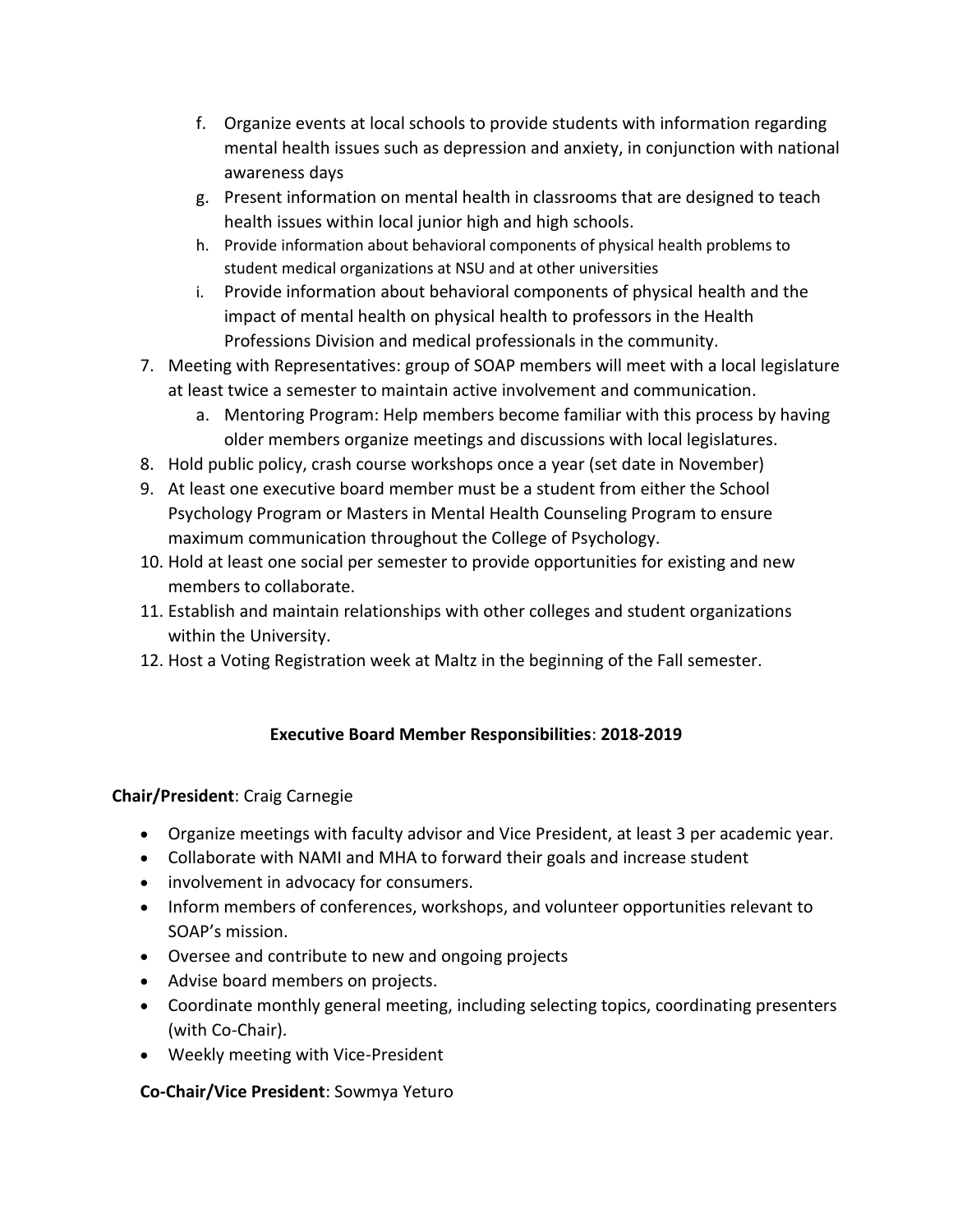f. Organize events at local schools to provide students with information regarding mental health issues such as depression and anxiety, in conjunction with national awareness days
   g. Present information on mental health in classrooms that are designed to teach health issues within local junior high and high schools.
   h. Provide information about behavioral components of physical health problems to student medical organizations at NSU and at other universities
   i. Provide information about behavioral components of physical health and the impact of mental health on physical health to professors in the Health Professions Division and medical professionals in the community.
7. Meeting with Representatives: group of SOAP members will meet with a local legislature at least twice a semester to maintain active involvement and communication.
   a. Mentoring Program: Help members become familiar with this process by having older members organize meetings and discussions with local legislatures.
8. Hold public policy, crash course workshops once a year (set date in November)
9. At least one executive board member must be a student from either the School Psychology Program or Masters in Mental Health Counseling Program to ensure maximum communication throughout the College of Psychology.
10. Hold at least one social per semester to provide opportunities for existing and new members to collaborate.
11. Establish and maintain relationships with other colleges and student organizations within the University.
12. Host a Voting Registration week at Maltz in the beginning of the Fall semester.

**Executive Board Member Responsibilities**: **2018-2019**

**Chair/President**: Craig Carnegie

- Organize meetings with faculty advisor and Vice President, at least 3 per academic year.
- Collaborate with NAMI and MHA to forward their goals and increase student
- involvement in advocacy for consumers.
- Inform members of conferences, workshops, and volunteer opportunities relevant to SOAP's mission.
- Oversee and contribute to new and ongoing projects
- Advise board members on projects.
- Coordinate monthly general meeting, including selecting topics, coordinating presenters (with Co-Chair).
- Weekly meeting with Vice-President

**Co-Chair/Vice President**: Sowmya Yeturo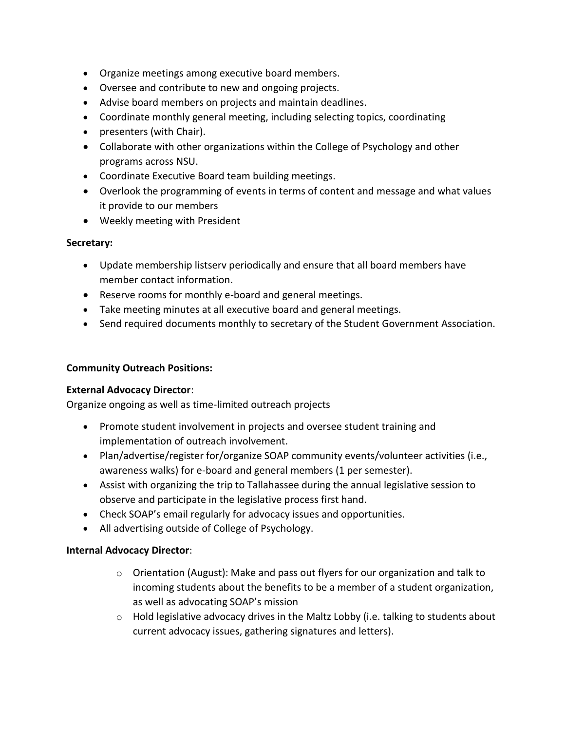- Organize meetings among executive board members.
- Oversee and contribute to new and ongoing projects.
- Advise board members on projects and maintain deadlines.
- Coordinate monthly general meeting, including selecting topics, coordinating
- presenters (with Chair).
- Collaborate with other organizations within the College of Psychology and other programs across NSU.
- Coordinate Executive Board team building meetings.
- Overlook the programming of events in terms of content and message and what values it provide to our members
- Weekly meeting with President

**Secretary:**

- Update membership listserv periodically and ensure that all board members have member contact information.
- Reserve rooms for monthly e-board and general meetings.
- Take meeting minutes at all executive board and general meetings.
- Send required documents monthly to secretary of the Student Government Association.

**Community Outreach Positions:**

**External Advocacy Director**:
Organize ongoing as well as time-limited outreach projects

- Promote student involvement in projects and oversee student training and implementation of outreach involvement.
- Plan/advertise/register for/organize SOAP community events/volunteer activities (i.e., awareness walks) for e-board and general members (1 per semester).
- Assist with organizing the trip to Tallahassee during the annual legislative session to observe and participate in the legislative process first hand.
- Check SOAP's email regularly for advocacy issues and opportunities.
- All advertising outside of College of Psychology.

**Internal Advocacy Director**:

- Orientation (August): Make and pass out flyers for our organization and talk to incoming students about the benefits to be a member of a student organization, as well as advocating SOAP's mission
- Hold legislative advocacy drives in the Maltz Lobby (i.e. talking to students about current advocacy issues, gathering signatures and letters).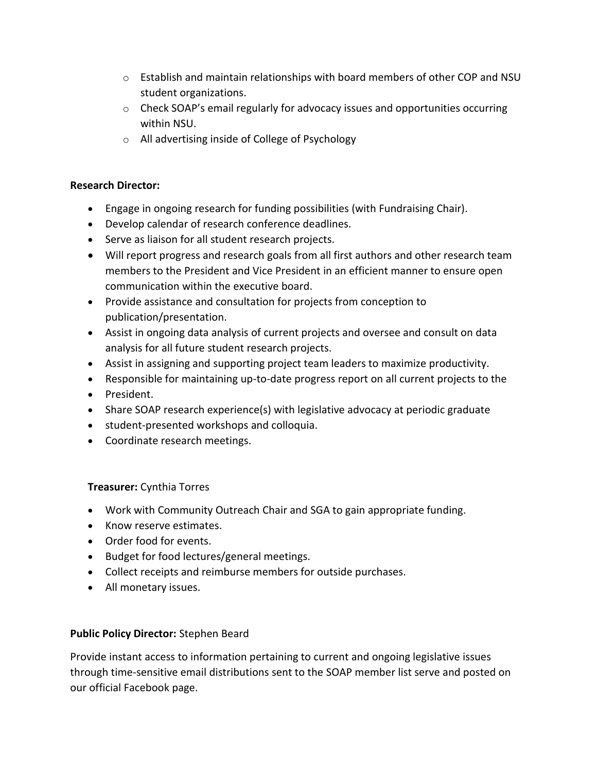- Establish and maintain relationships with board members of other COP and NSU student organizations.
  - Check SOAP's email regularly for advocacy issues and opportunities occurring within NSU.
  - All advertising inside of College of Psychology

**Research Director:**

- Engage in ongoing research for funding possibilities (with Fundraising Chair).
- Develop calendar of research conference deadlines.
- Serve as liaison for all student research projects.
- Will report progress and research goals from all first authors and other research team members to the President and Vice President in an efficient manner to ensure open communication within the executive board.
- Provide assistance and consultation for projects from conception to publication/presentation.
- Assist in ongoing data analysis of current projects and oversee and consult on data analysis for all future student research projects.
- Assist in assigning and supporting project team leaders to maximize productivity.
- Responsible for maintaining up-to-date progress report on all current projects to the
- President.
- Share SOAP research experience(s) with legislative advocacy at periodic graduate
- student-presented workshops and colloquia.
- Coordinate research meetings.

**Treasurer:** Cynthia Torres

- Work with Community Outreach Chair and SGA to gain appropriate funding.
- Know reserve estimates.
- Order food for events.
- Budget for food lectures/general meetings.
- Collect receipts and reimburse members for outside purchases.
- All monetary issues.

**Public Policy Director:** Stephen Beard

Provide instant access to information pertaining to current and ongoing legislative issues through time-sensitive email distributions sent to the SOAP member list serve and posted on our official Facebook page.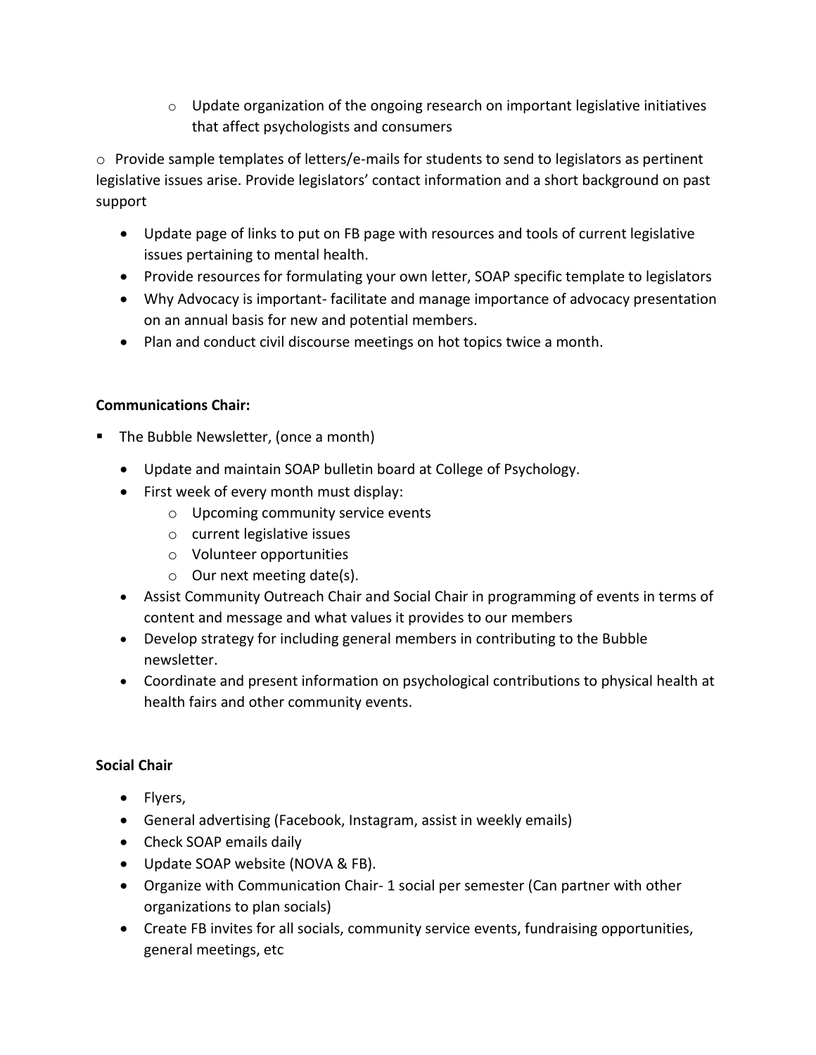- Update organization of the ongoing research on important legislative initiatives that affect psychologists and consumers

- Provide sample templates of letters/e-mails for students to send to legislators as pertinent legislative issues arise. Provide legislators' contact information and a short background on past support

- Update page of links to put on FB page with resources and tools of current legislative issues pertaining to mental health.
- Provide resources for formulating your own letter, SOAP specific template to legislators
- Why Advocacy is important- facilitate and manage importance of advocacy presentation on an annual basis for new and potential members.
- Plan and conduct civil discourse meetings on hot topics twice a month.

**Communications Chair:**

- The Bubble Newsletter, (once a month)
  - Update and maintain SOAP bulletin board at College of Psychology.
  - First week of every month must display:
    - Upcoming community service events
    - current legislative issues
    - Volunteer opportunities
    - Our next meeting date(s).
  - Assist Community Outreach Chair and Social Chair in programming of events in terms of content and message and what values it provides to our members
  - Develop strategy for including general members in contributing to the Bubble newsletter.
  - Coordinate and present information on psychological contributions to physical health at health fairs and other community events.

**Social Chair**

- Flyers,
- General advertising (Facebook, Instagram, assist in weekly emails)
- Check SOAP emails daily
- Update SOAP website (NOVA & FB).
- Organize with Communication Chair- 1 social per semester (Can partner with other organizations to plan socials)
- Create FB invites for all socials, community service events, fundraising opportunities, general meetings, etc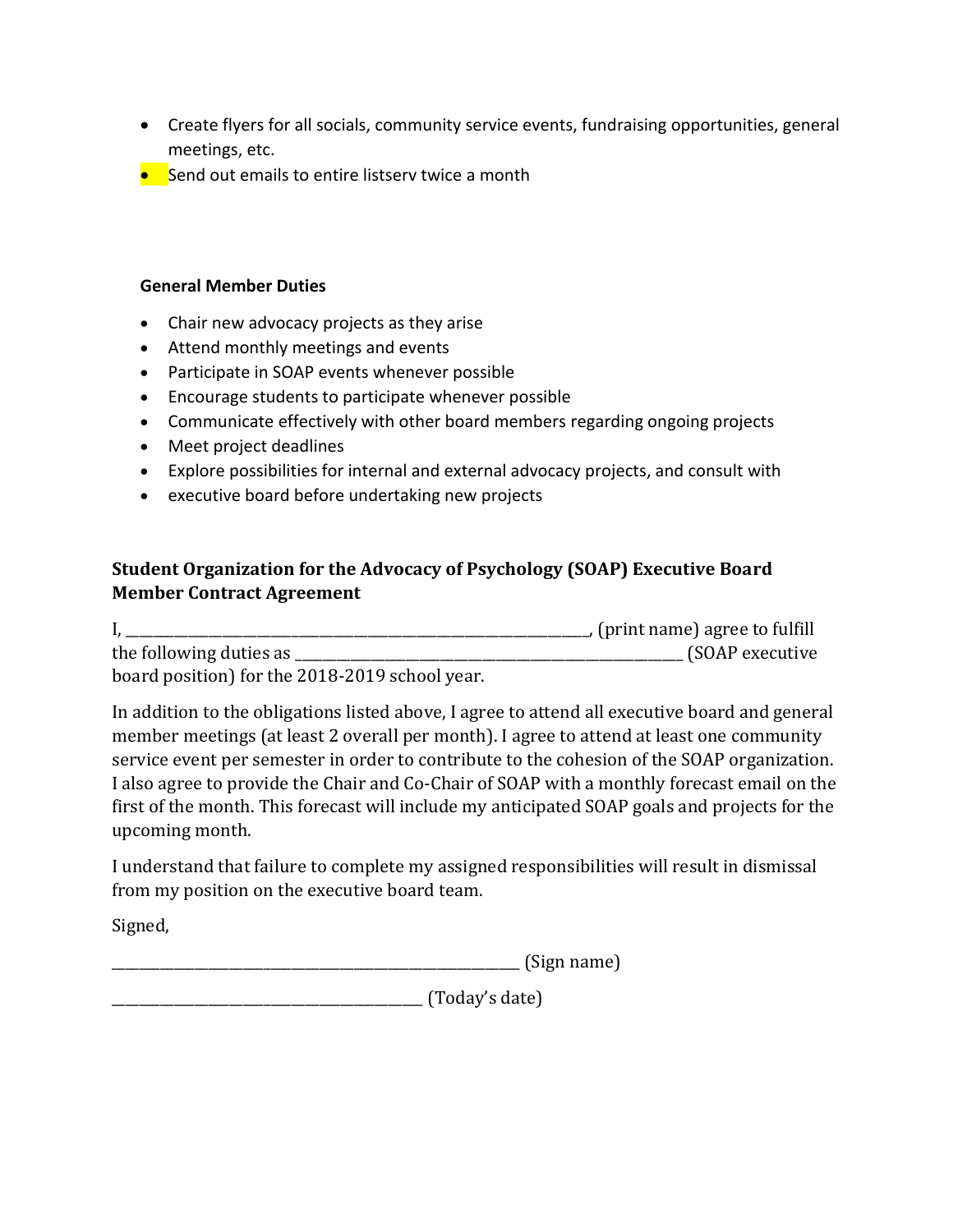- Create flyers for all socials, community service events, fundraising opportunities, general meetings, etc.
- Send out emails to entire listserv twice a month

**General Member Duties**

- Chair new advocacy projects as they arise
- Attend monthly meetings and events
- Participate in SOAP events whenever possible
- Encourage students to participate whenever possible
- Communicate effectively with other board members regarding ongoing projects
- Meet project deadlines
- Explore possibilities for internal and external advocacy projects, and consult with
- executive board before undertaking new projects

**Student Organization for the Advocacy of Psychology (SOAP) Executive Board Member Contract Agreement**

I, ______________________________________________________________, (print name) agree to fulfill the following duties as ____________________________________________________ (SOAP executive board position) for the 2018-2019 school year.

In addition to the obligations listed above, I agree to attend all executive board and general member meetings (at least 2 overall per month). I agree to attend at least one community service event per semester in order to contribute to the cohesion of the SOAP organization. I also agree to provide the Chair and Co-Chair of SOAP with a monthly forecast email on the first of the month. This forecast will include my anticipated SOAP goals and projects for the upcoming month.

I understand that failure to complete my assigned responsibilities will result in dismissal from my position on the executive board team.

Signed,

_________________________________________________________ (Sign name)

__________________________________________ (Today's date)